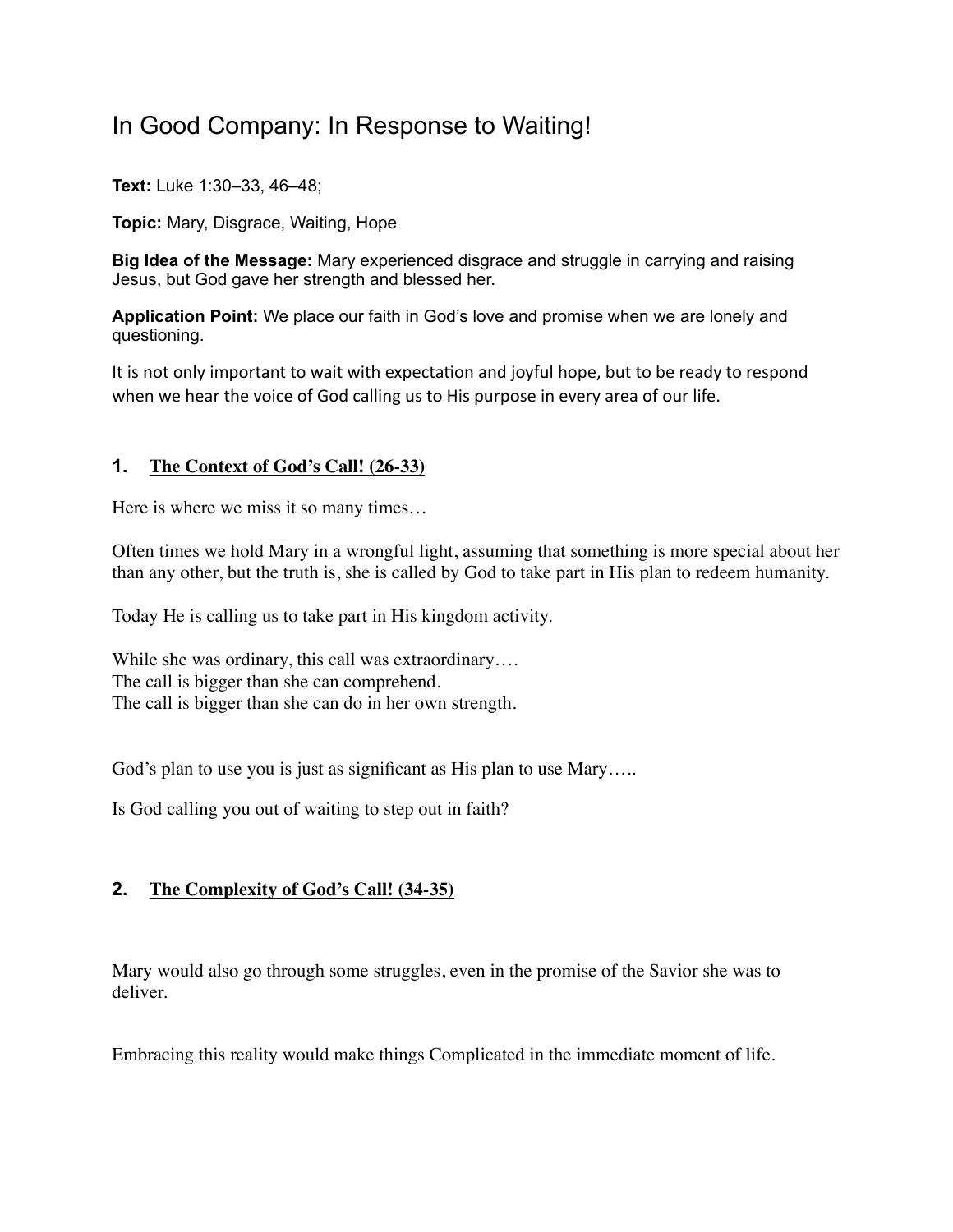# In Good Company: In Response to Waiting!

**Text:** Luke 1:30–33, 46–48;

**Topic:** Mary, Disgrace, Waiting, Hope

**Big Idea of the Message:** Mary experienced disgrace and struggle in carrying and raising Jesus, but God gave her strength and blessed her.

**Application Point:** We place our faith in God's love and promise when we are lonely and questioning.

It is not only important to wait with expectation and joyful hope, but to be ready to respond when we hear the voice of God calling us to His purpose in every area of our life.

## 1. <u>The Context of God's Call! (26-33)</u>

Here is where we miss it so many times…

Often times we hold Mary in a wrongful light, assuming that something is more special about her than any other, but the truth is, she is called by God to take part in His plan to redeem humanity.

Today He is calling us to take part in His kingdom activity.

While she was ordinary, this call was extraordinary….
The call is bigger than she can comprehend.
The call is bigger than she can do in her own strength.

God's plan to use you is just as significant as His plan to use Mary…..

Is God calling you out of waiting to step out in faith?

## 2. <u>The Complexity of God's Call! (34-35)</u>

Mary would also go through some struggles, even in the promise of the Savior she was to deliver.

Embracing this reality would make things Complicated in the immediate moment of life.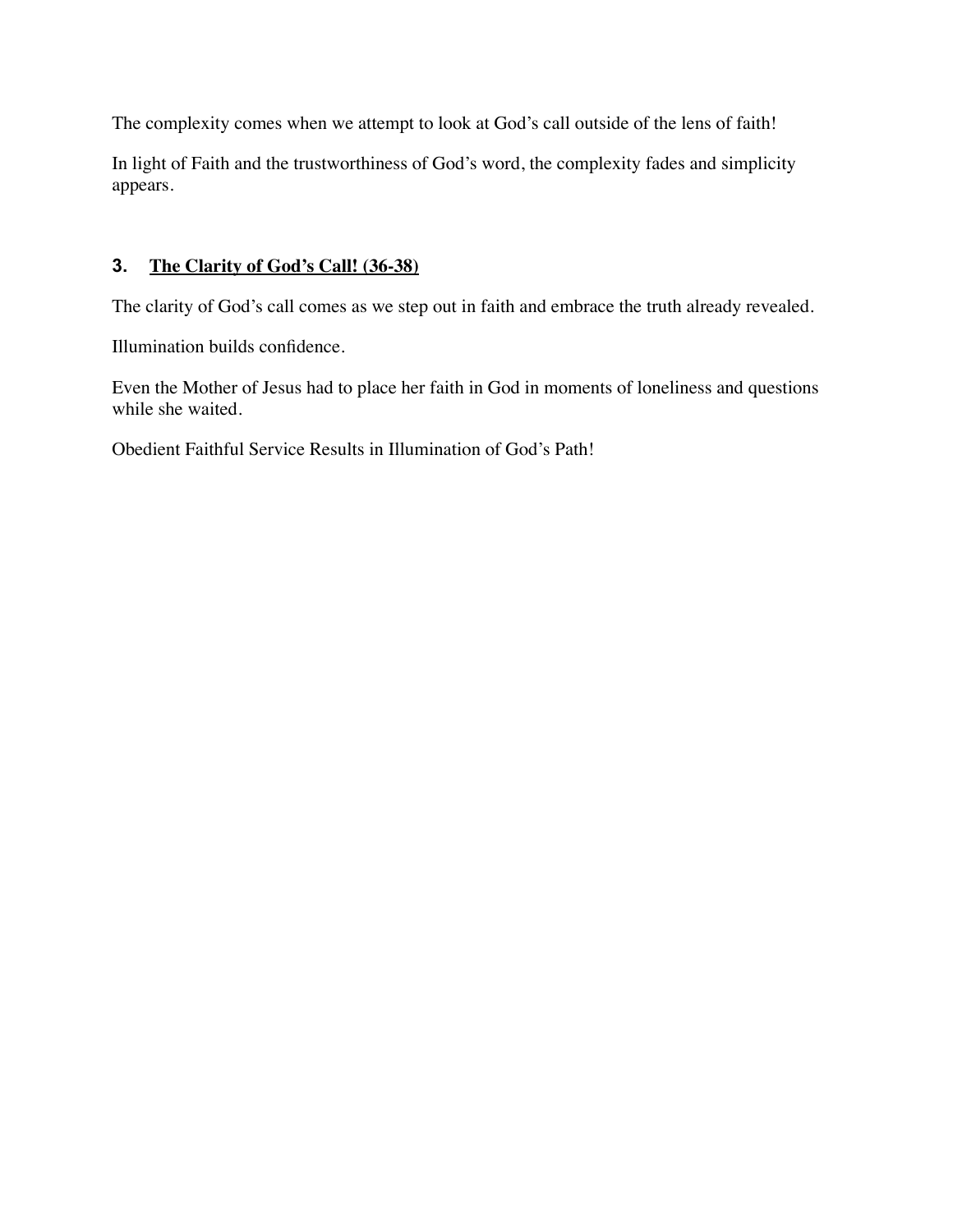The complexity comes when we attempt to look at God's call outside of the lens of faith!

In light of Faith and the trustworthiness of God's word, the complexity fades and simplicity appears.

### 3. <u>**The Clarity of God's Call! (36-38)**</u>

The clarity of God's call comes as we step out in faith and embrace the truth already revealed.

Illumination builds confidence.

Even the Mother of Jesus had to place her faith in God in moments of loneliness and questions while she waited.

Obedient Faithful Service Results in Illumination of God's Path!